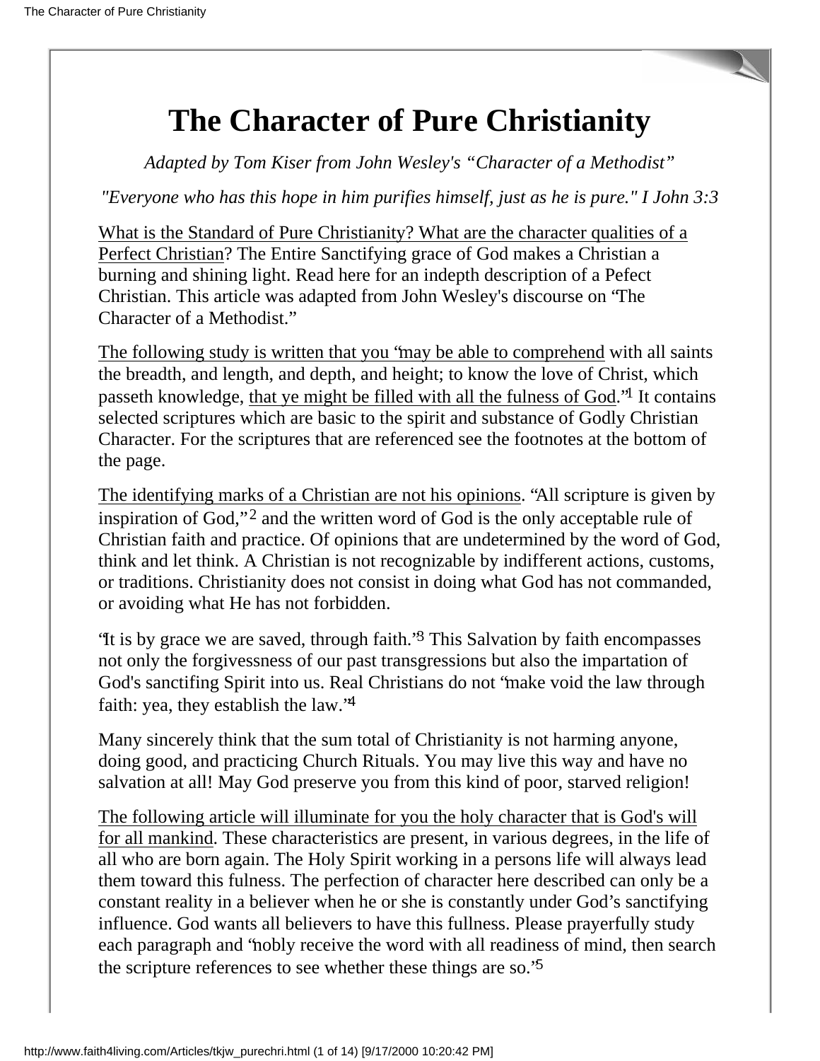# The Character of Pure Christianity

*Adapted by Tom Kiser from John Wesley's "Character of a Methodist"*

*"Everyone who has this hope in him purifies himself, just as he is pure." I John 3:3*

What is the Standard of Pure Christianity? What are the character qualities of a Perfect Christian? The Entire Sanctifying grace of God makes a Christian a burning and shining light. Read here for an indepth description of a Pefect Christian. This article was adapted from John Wesley's discourse on "The Character of a Methodist."

The following study is written that you "may be able to comprehend with all saints the breadth, and length, and depth, and height; to know the love of Christ, which passeth knowledge, that ye might be filled with all the fulness of God."[1] It contains selected scriptures which are basic to the spirit and substance of Godly Christian Character. For the scriptures that are referenced see the footnotes at the bottom of the page.

The identifying marks of a Christian are not his opinions. "All scripture is given by inspiration of God,"[2] and the written word of God is the only acceptable rule of Christian faith and practice. Of opinions that are undetermined by the word of God, think and let think. A Christian is not recognizable by indifferent actions, customs, or traditions. Christianity does not consist in doing what God has not commanded, or avoiding what He has not forbidden.

"It is by grace we are saved, through faith."[3] This Salvation by faith encompasses not only the forgivessness of our past transgressions but also the impartation of God's sanctifing Spirit into us. Real Christians do not "make void the law through faith: yea, they establish the law."[4]

Many sincerely think that the sum total of Christianity is not harming anyone, doing good, and practicing Church Rituals. You may live this way and have no salvation at all! May God preserve you from this kind of poor, starved religion!

The following article will illuminate for you the holy character that is God's will for all mankind. These characteristics are present, in various degrees, in the life of all who are born again. The Holy Spirit working in a persons life will always lead them toward this fulness. The perfection of character here described can only be a constant reality in a believer when he or she is constantly under God's sanctifying influence. God wants all believers to have this fullness. Please prayerfully study each paragraph and "nobly receive the word with all readiness of mind, then search the scripture references to see whether these things are so."[5]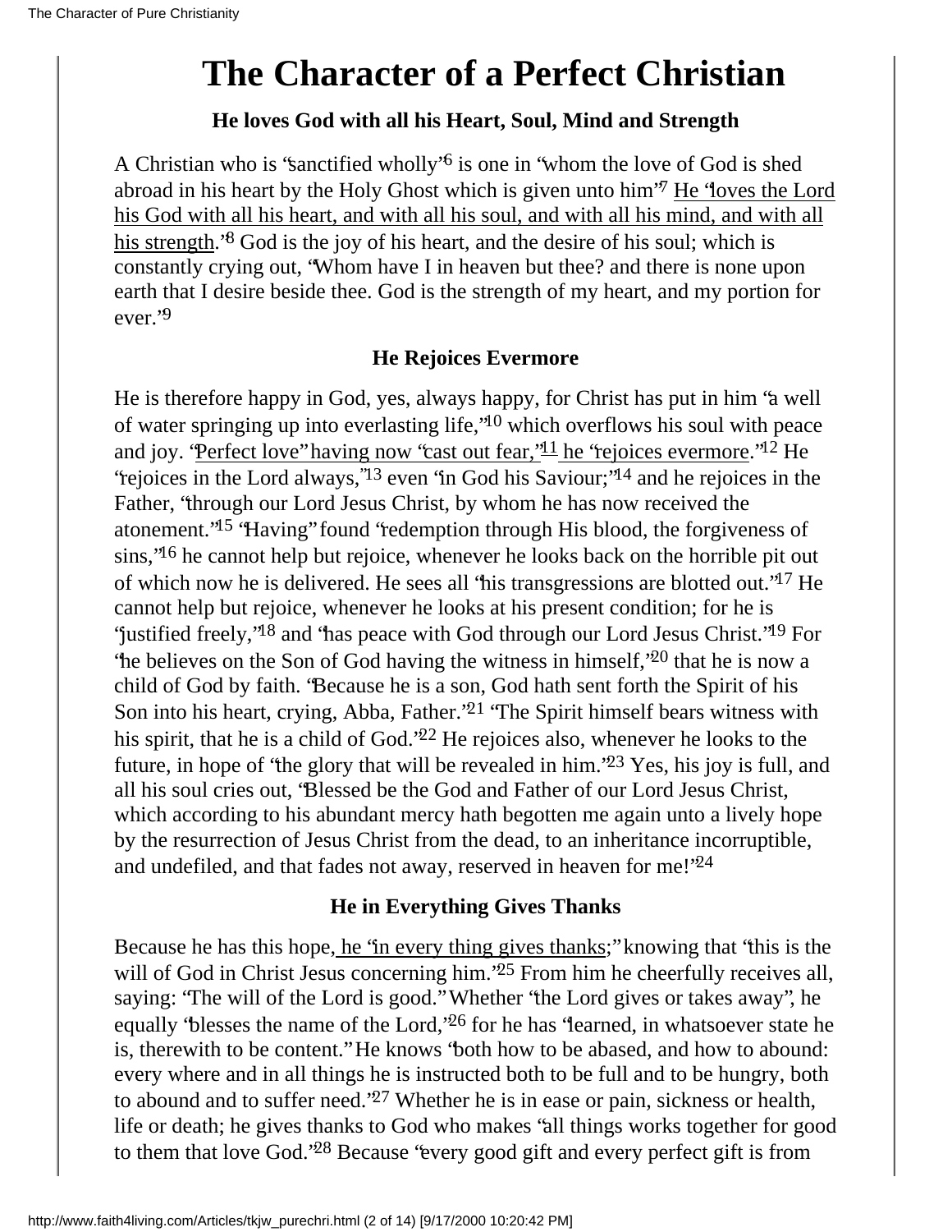# The Character of a Perfect Christian

### He loves God with all his Heart, Soul, Mind and Strength

A Christian who is "sanctified wholly"[6] is one in "whom the love of God is shed abroad in his heart by the Holy Ghost which is given unto him"[7] He "loves the Lord his God with all his heart, and with all his soul, and with all his mind, and with all his strength."[8] God is the joy of his heart, and the desire of his soul; which is constantly crying out, "Whom have I in heaven but thee? and there is none upon earth that I desire beside thee. God is the strength of my heart, and my portion for ever."[9]

### He Rejoices Evermore

He is therefore happy in God, yes, always happy, for Christ has put in him "a well of water springing up into everlasting life,"[10] which overflows his soul with peace and joy. "Perfect love" having now "cast out fear,"[11] he "rejoices evermore."[12] He "rejoices in the Lord always,"[13] even "in God his Saviour;"[14] and he rejoices in the Father, "through our Lord Jesus Christ, by whom he has now received the atonement."[15] "Having" found "redemption through His blood, the forgiveness of sins,"[16] he cannot help but rejoice, whenever he looks back on the horrible pit out of which now he is delivered. He sees all "his transgressions are blotted out."[17] He cannot help but rejoice, whenever he looks at his present condition; for he is "justified freely,"[18] and "has peace with God through our Lord Jesus Christ."[19] For "he believes on the Son of God having the witness in himself,"[20] that he is now a child of God by faith. "Because he is a son, God hath sent forth the Spirit of his Son into his heart, crying, Abba, Father."[21] "The Spirit himself bears witness with his spirit, that he is a child of God."[22] He rejoices also, whenever he looks to the future, in hope of "the glory that will be revealed in him."[23] Yes, his joy is full, and all his soul cries out, "Blessed be the God and Father of our Lord Jesus Christ, which according to his abundant mercy hath begotten me again unto a lively hope by the resurrection of Jesus Christ from the dead, to an inheritance incorruptible, and undefiled, and that fades not away, reserved in heaven for me!"[24]

### He in Everything Gives Thanks

Because he has this hope, he "in every thing gives thanks;" knowing that "this is the will of God in Christ Jesus concerning him."[25] From him he cheerfully receives all, saying: "The will of the Lord is good." Whether "the Lord gives or takes away", he equally "blesses the name of the Lord,"[26] for he has "learned, in whatsoever state he is, therewith to be content." He knows "both how to be abased, and how to abound: every where and in all things he is instructed both to be full and to be hungry, both to abound and to suffer need."[27] Whether he is in ease or pain, sickness or health, life or death; he gives thanks to God who makes "all things works together for good to them that love God."[28] Because "every good gift and every perfect gift is from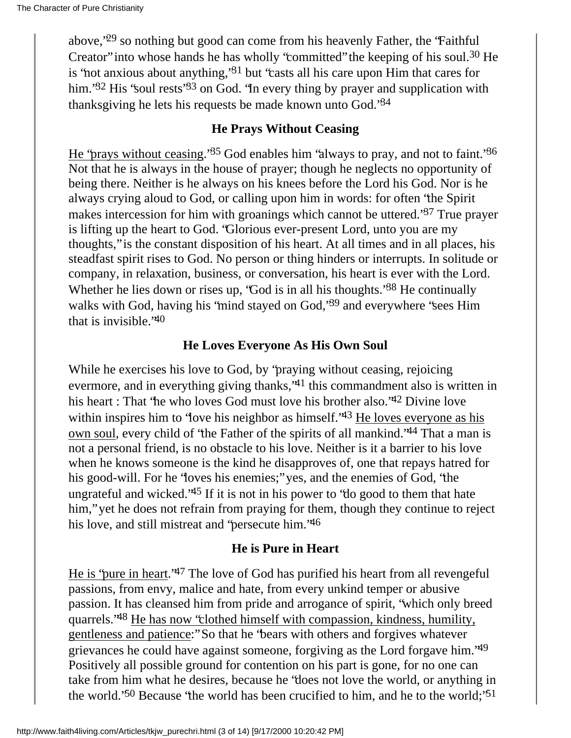above,"[29] so nothing but good can come from his heavenly Father, the "Faithful Creator" into whose hands he has wholly "committed" the keeping of his soul.[30] He is "not anxious about anything,"[31] but "casts all his care upon Him that cares for him."[32] His "soul rests"[33] on God. "In every thing by prayer and supplication with thanksgiving he lets his requests be made known unto God."[34]

### He Prays Without Ceasing

He "prays without ceasing."[35] God enables him "always to pray, and not to faint."[36] Not that he is always in the house of prayer; though he neglects no opportunity of being there. Neither is he always on his knees before the Lord his God. Nor is he always crying aloud to God, or calling upon him in words: for often "the Spirit makes intercession for him with groanings which cannot be uttered."[37] True prayer is lifting up the heart to God. "Glorious ever-present Lord, unto you are my thoughts," is the constant disposition of his heart. At all times and in all places, his steadfast spirit rises to God. No person or thing hinders or interrupts. In solitude or company, in relaxation, business, or conversation, his heart is ever with the Lord. Whether he lies down or rises up, "God is in all his thoughts."[38] He continually walks with God, having his "mind stayed on God,"[39] and everywhere "sees Him that is invisible."[40]

### He Loves Everyone As His Own Soul

While he exercises his love to God, by "praying without ceasing, rejoicing evermore, and in everything giving thanks,"[41] this commandment also is written in his heart : That "he who loves God must love his brother also."[42] Divine love within inspires him to "love his neighbor as himself."[43] He loves everyone as his own soul, every child of "the Father of the spirits of all mankind."[44] That a man is not a personal friend, is no obstacle to his love. Neither is it a barrier to his love when he knows someone is the kind he disapproves of, one that repays hatred for his good-will. For he "loves his enemies;" yes, and the enemies of God, "the ungrateful and wicked."[45] If it is not in his power to "do good to them that hate him," yet he does not refrain from praying for them, though they continue to reject his love, and still mistreat and "persecute him."[46]

### He is Pure in Heart

He is "pure in heart."[47] The love of God has purified his heart from all revengeful passions, from envy, malice and hate, from every unkind temper or abusive passion. It has cleansed him from pride and arrogance of spirit, "which only breed quarrels."[48] He has now "clothed himself with compassion, kindness, humility, gentleness and patience:" So that he "bears with others and forgives whatever grievances he could have against someone, forgiving as the Lord forgave him."[49] Positively all possible ground for contention on his part is gone, for no one can take from him what he desires, because he "does not love the world, or anything in the world."[50] Because "the world has been crucified to him, and he to the world;"[51]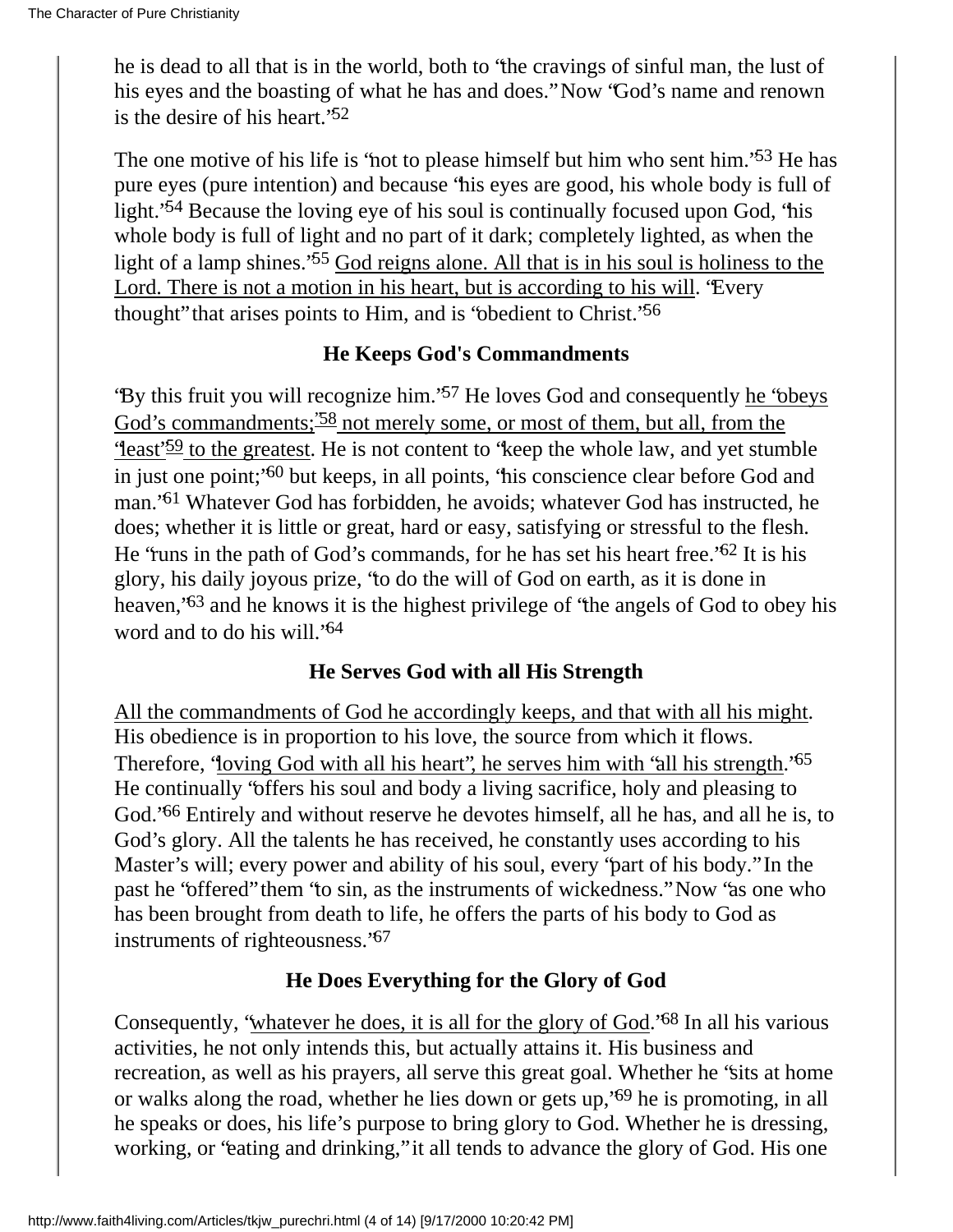he is dead to all that is in the world, both to "the cravings of sinful man, the lust of his eyes and the boasting of what he has and does." Now "God's name and renown is the desire of his heart."[52]

The one motive of his life is "not to please himself but him who sent him."[53] He has pure eyes (pure intention) and because "his eyes are good, his whole body is full of light."[54] Because the loving eye of his soul is continually focused upon God, "his whole body is full of light and no part of it dark; completely lighted, as when the light of a lamp shines."[55] God reigns alone. All that is in his soul is holiness to the Lord. There is not a motion in his heart, but is according to his will. "Every thought" that arises points to Him, and is "obedient to Christ."[56]

### He Keeps God's Commandments

"By this fruit you will recognize him."[57] He loves God and consequently he "obeys God's commandments;"[58] not merely some, or most of them, but all, from the "least"[59] to the greatest. He is not content to "keep the whole law, and yet stumble in just one point;"[60] but keeps, in all points, "his conscience clear before God and man."[61] Whatever God has forbidden, he avoids; whatever God has instructed, he does; whether it is little or great, hard or easy, satisfying or stressful to the flesh. He "runs in the path of God's commands, for he has set his heart free."[62] It is his glory, his daily joyous prize, "to do the will of God on earth, as it is done in heaven,"[63] and he knows it is the highest privilege of "the angels of God to obey his word and to do his will."[64]

### He Serves God with all His Strength

All the commandments of God he accordingly keeps, and that with all his might. His obedience is in proportion to his love, the source from which it flows. Therefore, "loving God with all his heart", he serves him with "all his strength."[65] He continually "offers his soul and body a living sacrifice, holy and pleasing to God."[66] Entirely and without reserve he devotes himself, all he has, and all he is, to God's glory. All the talents he has received, he constantly uses according to his Master's will; every power and ability of his soul, every "part of his body." In the past he "offered" them "to sin, as the instruments of wickedness." Now "as one who has been brought from death to life, he offers the parts of his body to God as instruments of righteousness."[67]

### He Does Everything for the Glory of God

Consequently, "whatever he does, it is all for the glory of God."[68] In all his various activities, he not only intends this, but actually attains it. His business and recreation, as well as his prayers, all serve this great goal. Whether he "sits at home or walks along the road, whether he lies down or gets up,"[69] he is promoting, in all he speaks or does, his life's purpose to bring glory to God. Whether he is dressing, working, or "eating and drinking," it all tends to advance the glory of God. His one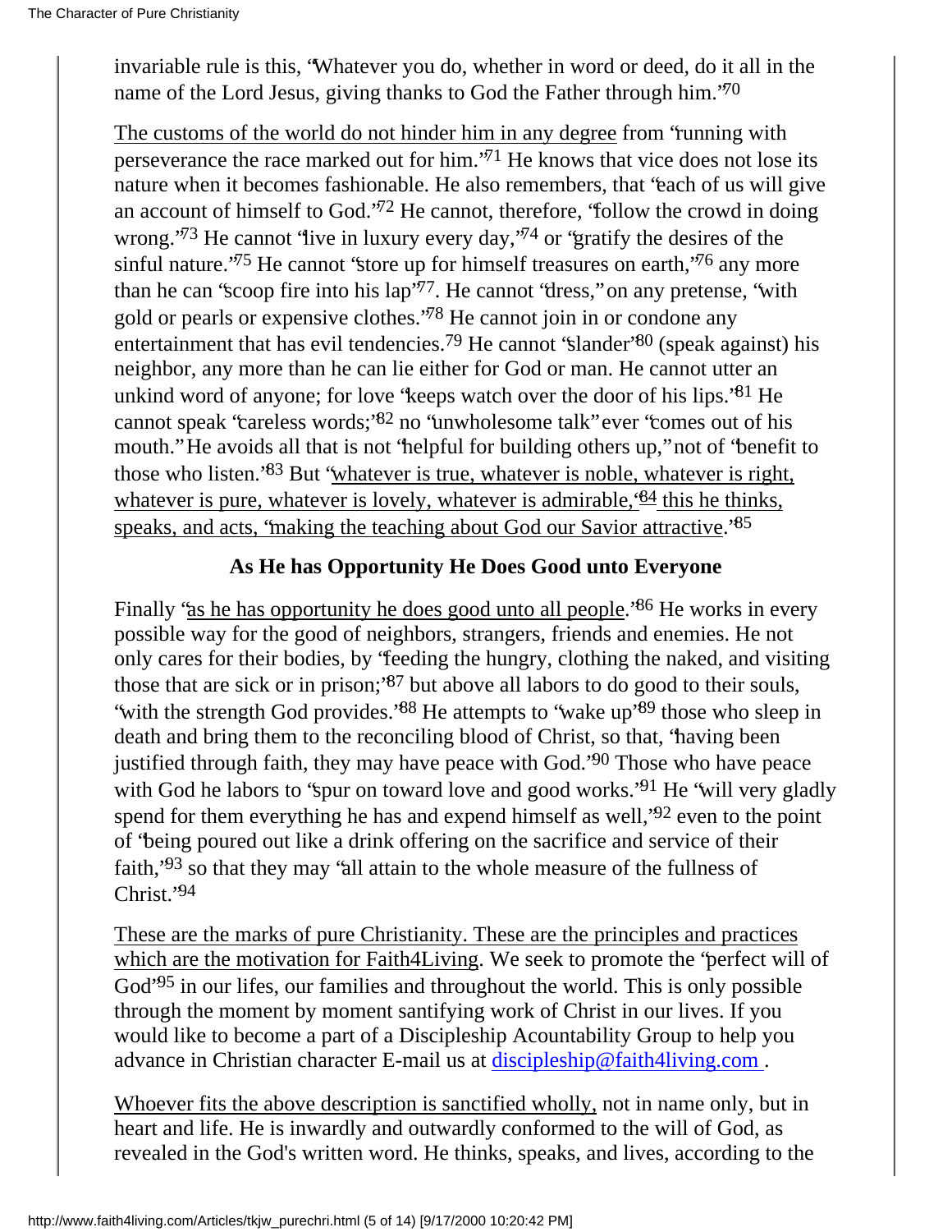invariable rule is this, "Whatever you do, whether in word or deed, do it all in the name of the Lord Jesus, giving thanks to God the Father through him."[70]

The customs of the world do not hinder him in any degree from "running with perseverance the race marked out for him."[71] He knows that vice does not lose its nature when it becomes fashionable. He also remembers, that "each of us will give an account of himself to God."[72] He cannot, therefore, "follow the crowd in doing wrong."[73] He cannot "live in luxury every day,"[74] or "gratify the desires of the sinful nature."[75] He cannot "store up for himself treasures on earth,"[76] any more than he can "scoop fire into his lap"[77]. He cannot "dress," on any pretense, "with gold or pearls or expensive clothes."[78] He cannot join in or condone any entertainment that has evil tendencies.[79] He cannot "slander"[80] (speak against) his neighbor, any more than he can lie either for God or man. He cannot utter an unkind word of anyone; for love "keeps watch over the door of his lips."[81] He cannot speak "careless words;"[82] no "unwholesome talk" ever "comes out of his mouth." He avoids all that is not "helpful for building others up," not of "benefit to those who listen."[83] But "whatever is true, whatever is noble, whatever is right, whatever is pure, whatever is lovely, whatever is admirable,"[84] this he thinks, speaks, and acts, "making the teaching about God our Savior attractive."[85]

### As He has Opportunity He Does Good unto Everyone

Finally "as he has opportunity he does good unto all people."[86] He works in every possible way for the good of neighbors, strangers, friends and enemies. He not only cares for their bodies, by "feeding the hungry, clothing the naked, and visiting those that are sick or in prison;"[87] but above all labors to do good to their souls, "with the strength God provides."[88] He attempts to "wake up"[89] those who sleep in death and bring them to the reconciling blood of Christ, so that, "having been justified through faith, they may have peace with God."[90] Those who have peace with God he labors to "spur on toward love and good works."[91] He "will very gladly spend for them everything he has and expend himself as well,"[92] even to the point of "being poured out like a drink offering on the sacrifice and service of their faith,"[93] so that they may "all attain to the whole measure of the fullness of Christ."[94]

These are the marks of pure Christianity. These are the principles and practices which are the motivation for Faith4Living. We seek to promote the "perfect will of God"[95] in our lifes, our families and throughout the world. This is only possible through the moment by moment santifying work of Christ in our lives. If you would like to become a part of a Discipleship Acountability Group to help you advance in Christian character E-mail us at discipleship@faith4living.com .

Whoever fits the above description is sanctified wholly, not in name only, but in heart and life. He is inwardly and outwardly conformed to the will of God, as revealed in the God's written word. He thinks, speaks, and lives, according to the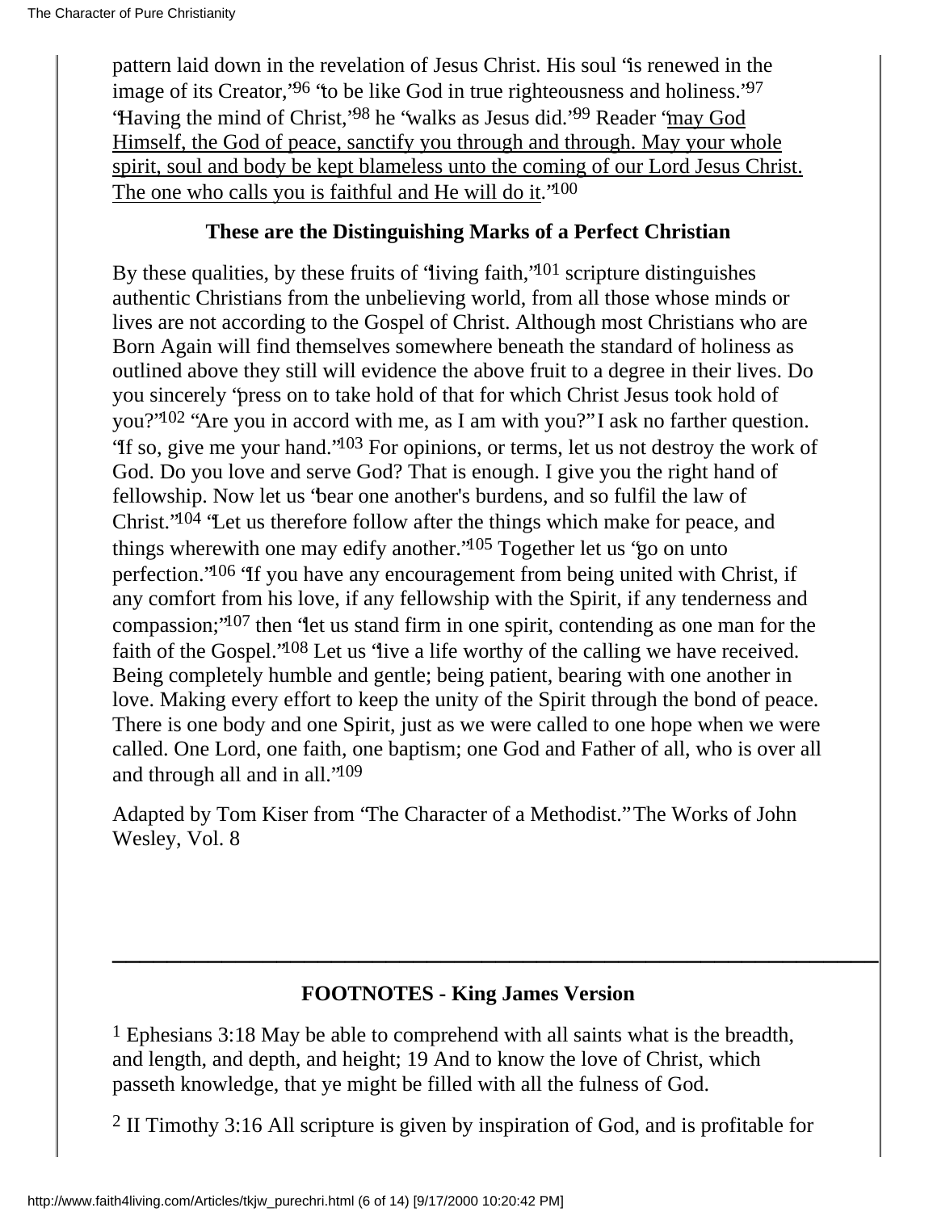pattern laid down in the revelation of Jesus Christ. His soul "is renewed in the image of its Creator,"[96] "to be like God in true righteousness and holiness."[97] "Having the mind of Christ,"[98] he "walks as Jesus did."[99] Reader "may God Himself, the God of peace, sanctify you through and through. May your whole spirit, soul and body be kept blameless unto the coming of our Lord Jesus Christ. The one who calls you is faithful and He will do it."[100]

### These are the Distinguishing Marks of a Perfect Christian

By these qualities, by these fruits of "living faith,"[101] scripture distinguishes authentic Christians from the unbelieving world, from all those whose minds or lives are not according to the Gospel of Christ. Although most Christians who are Born Again will find themselves somewhere beneath the standard of holiness as outlined above they still will evidence the above fruit to a degree in their lives. Do you sincerely "press on to take hold of that for which Christ Jesus took hold of you?"[102] "Are you in accord with me, as I am with you?" I ask no farther question. "If so, give me your hand."[103] For opinions, or terms, let us not destroy the work of God. Do you love and serve God? That is enough. I give you the right hand of fellowship. Now let us "bear one another's burdens, and so fulfil the law of Christ."[104] "Let us therefore follow after the things which make for peace, and things wherewith one may edify another."[105] Together let us "go on unto perfection."[106] "If you have any encouragement from being united with Christ, if any comfort from his love, if any fellowship with the Spirit, if any tenderness and compassion;"[107] then "let us stand firm in one spirit, contending as one man for the faith of the Gospel."[108] Let us "live a life worthy of the calling we have received. Being completely humble and gentle; being patient, bearing with one another in love. Making every effort to keep the unity of the Spirit through the bond of peace. There is one body and one Spirit, just as we were called to one hope when we were called. One Lord, one faith, one baptism; one God and Father of all, who is over all and through all and in all."[109]

Adapted by Tom Kiser from "The Character of a Methodist." The Works of John Wesley, Vol. 8

---

### FOOTNOTES - King James Version

[1] Ephesians 3:18 May be able to comprehend with all saints what is the breadth, and length, and depth, and height; 19 And to know the love of Christ, which passeth knowledge, that ye might be filled with all the fulness of God.

[2] II Timothy 3:16 All scripture is given by inspiration of God, and is profitable for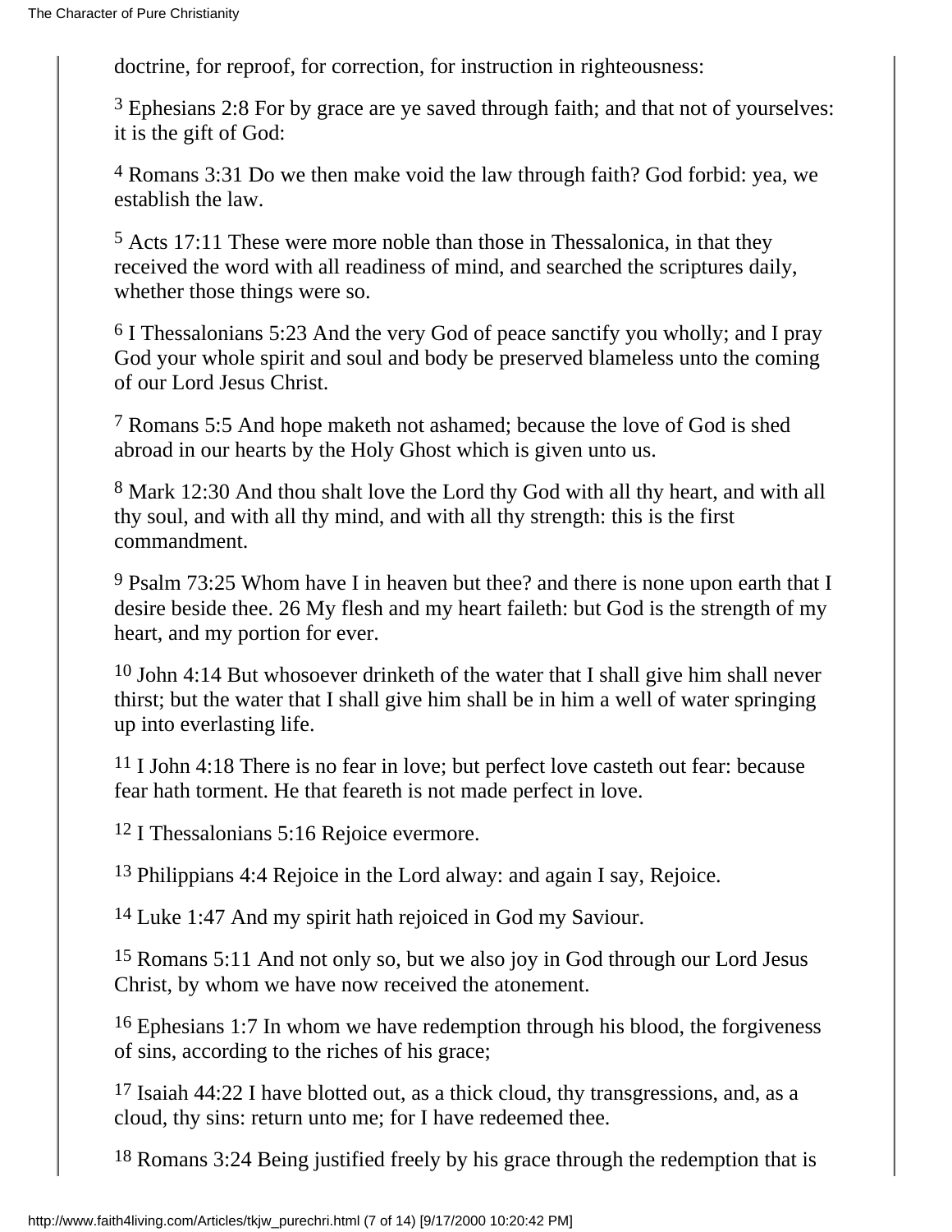doctrine, for reproof, for correction, for instruction in righteousness:

[3] Ephesians 2:8 For by grace are ye saved through faith; and that not of yourselves: it is the gift of God:

[4] Romans 3:31 Do we then make void the law through faith? God forbid: yea, we establish the law.

[5] Acts 17:11 These were more noble than those in Thessalonica, in that they received the word with all readiness of mind, and searched the scriptures daily, whether those things were so.

[6] I Thessalonians 5:23 And the very God of peace sanctify you wholly; and I pray God your whole spirit and soul and body be preserved blameless unto the coming of our Lord Jesus Christ.

[7] Romans 5:5 And hope maketh not ashamed; because the love of God is shed abroad in our hearts by the Holy Ghost which is given unto us.

[8] Mark 12:30 And thou shalt love the Lord thy God with all thy heart, and with all thy soul, and with all thy mind, and with all thy strength: this is the first commandment.

[9] Psalm 73:25 Whom have I in heaven but thee? and there is none upon earth that I desire beside thee. 26 My flesh and my heart faileth: but God is the strength of my heart, and my portion for ever.

[10] John 4:14 But whosoever drinketh of the water that I shall give him shall never thirst; but the water that I shall give him shall be in him a well of water springing up into everlasting life.

[11] I John 4:18 There is no fear in love; but perfect love casteth out fear: because fear hath torment. He that feareth is not made perfect in love.

[12] I Thessalonians 5:16 Rejoice evermore.

[13] Philippians 4:4 Rejoice in the Lord alway: and again I say, Rejoice.

[14] Luke 1:47 And my spirit hath rejoiced in God my Saviour.

[15] Romans 5:11 And not only so, but we also joy in God through our Lord Jesus Christ, by whom we have now received the atonement.

[16] Ephesians 1:7 In whom we have redemption through his blood, the forgiveness of sins, according to the riches of his grace;

[17] Isaiah 44:22 I have blotted out, as a thick cloud, thy transgressions, and, as a cloud, thy sins: return unto me; for I have redeemed thee.

[18] Romans 3:24 Being justified freely by his grace through the redemption that is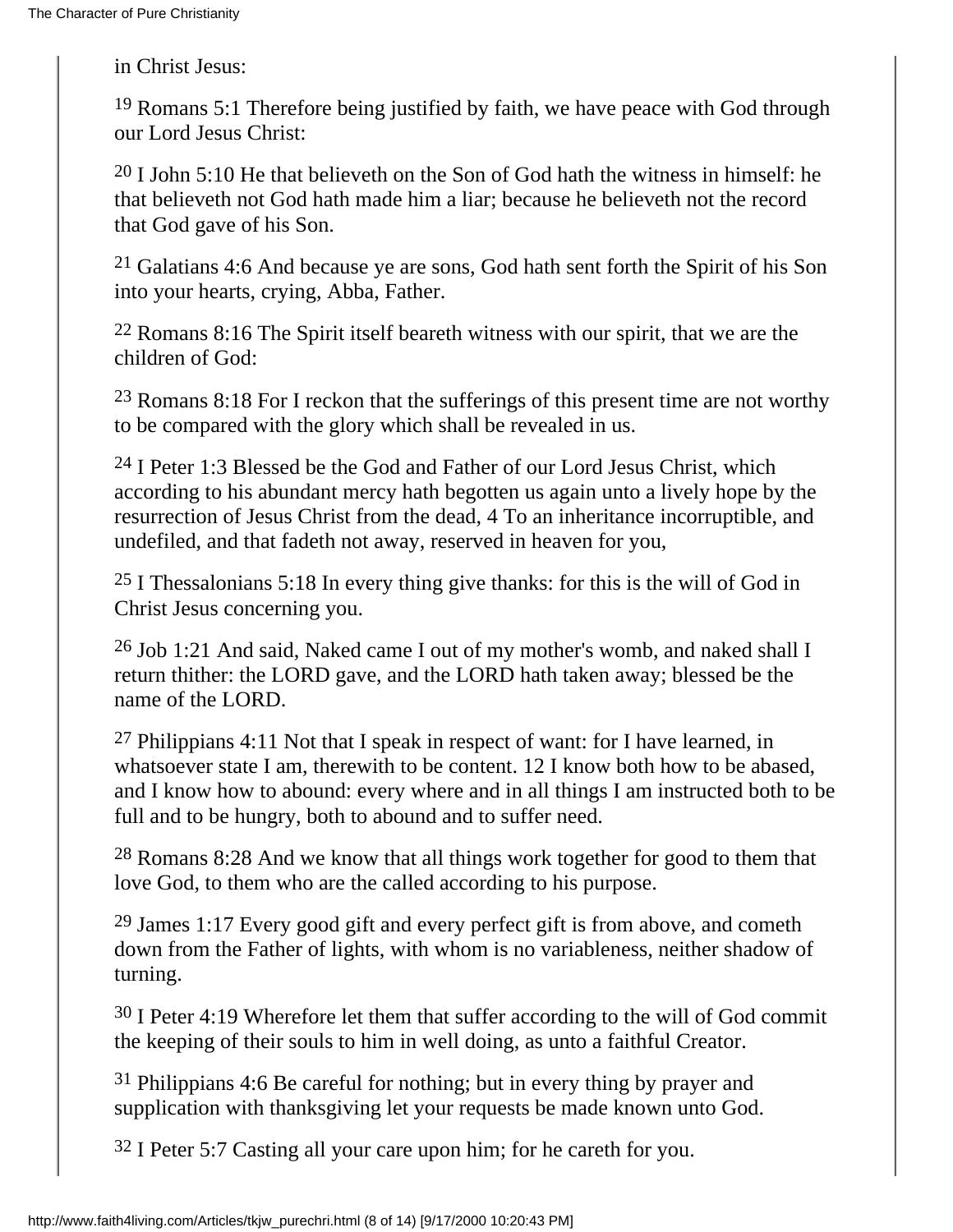in Christ Jesus:

[19] Romans 5:1 Therefore being justified by faith, we have peace with God through our Lord Jesus Christ:

[20] I John 5:10 He that believeth on the Son of God hath the witness in himself: he that believeth not God hath made him a liar; because he believeth not the record that God gave of his Son.

[21] Galatians 4:6 And because ye are sons, God hath sent forth the Spirit of his Son into your hearts, crying, Abba, Father.

[22] Romans 8:16 The Spirit itself beareth witness with our spirit, that we are the children of God:

[23] Romans 8:18 For I reckon that the sufferings of this present time are not worthy to be compared with the glory which shall be revealed in us.

[24] I Peter 1:3 Blessed be the God and Father of our Lord Jesus Christ, which according to his abundant mercy hath begotten us again unto a lively hope by the resurrection of Jesus Christ from the dead, 4 To an inheritance incorruptible, and undefiled, and that fadeth not away, reserved in heaven for you,

[25] I Thessalonians 5:18 In every thing give thanks: for this is the will of God in Christ Jesus concerning you.

[26] Job 1:21 And said, Naked came I out of my mother's womb, and naked shall I return thither: the LORD gave, and the LORD hath taken away; blessed be the name of the LORD.

[27] Philippians 4:11 Not that I speak in respect of want: for I have learned, in whatsoever state I am, therewith to be content. 12 I know both how to be abased, and I know how to abound: every where and in all things I am instructed both to be full and to be hungry, both to abound and to suffer need.

[28] Romans 8:28 And we know that all things work together for good to them that love God, to them who are the called according to his purpose.

[29] James 1:17 Every good gift and every perfect gift is from above, and cometh down from the Father of lights, with whom is no variableness, neither shadow of turning.

[30] I Peter 4:19 Wherefore let them that suffer according to the will of God commit the keeping of their souls to him in well doing, as unto a faithful Creator.

[31] Philippians 4:6 Be careful for nothing; but in every thing by prayer and supplication with thanksgiving let your requests be made known unto God.

[32] I Peter 5:7 Casting all your care upon him; for he careth for you.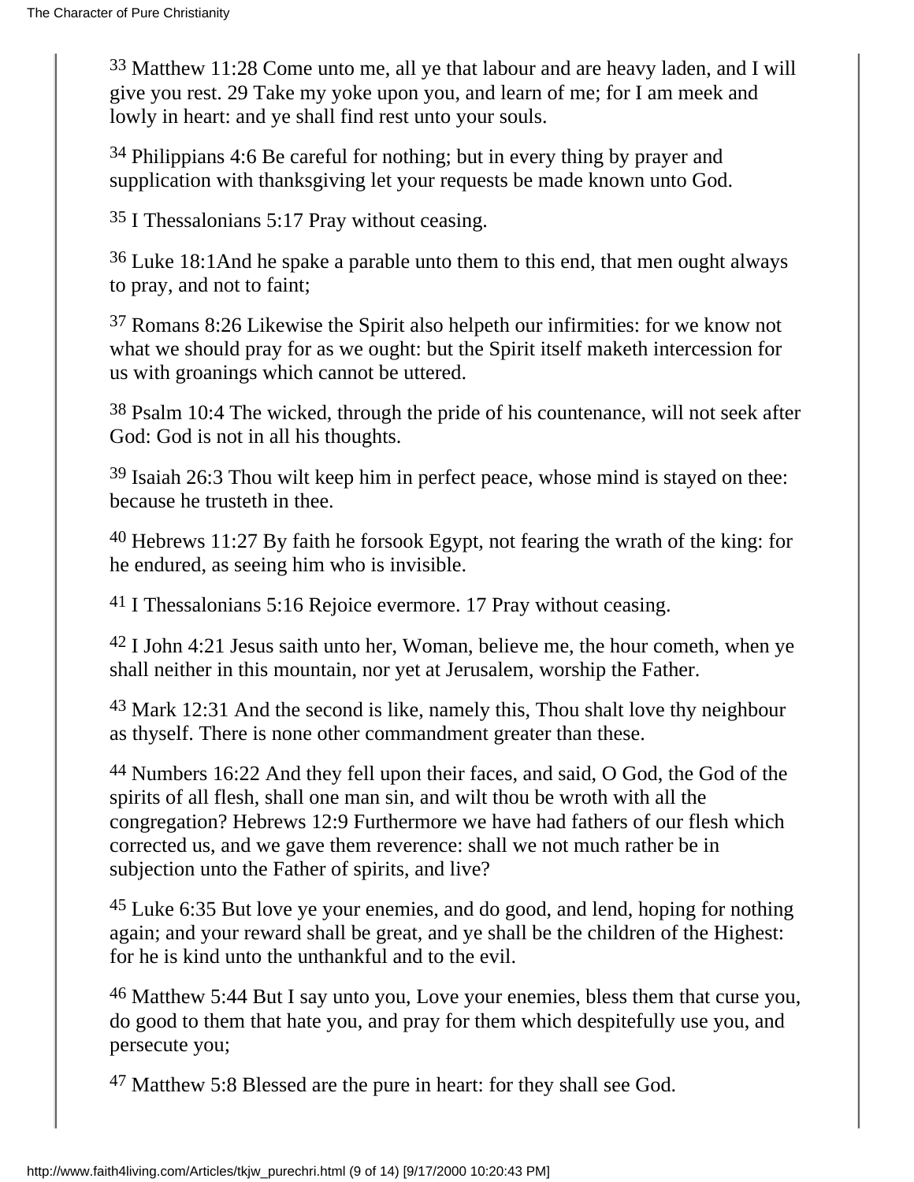[33] Matthew 11:28 Come unto me, all ye that labour and are heavy laden, and I will give you rest. 29 Take my yoke upon you, and learn of me; for I am meek and lowly in heart: and ye shall find rest unto your souls.

[34] Philippians 4:6 Be careful for nothing; but in every thing by prayer and supplication with thanksgiving let your requests be made known unto God.

[35] I Thessalonians 5:17 Pray without ceasing.

[36] Luke 18:1And he spake a parable unto them to this end, that men ought always to pray, and not to faint;

[37] Romans 8:26 Likewise the Spirit also helpeth our infirmities: for we know not what we should pray for as we ought: but the Spirit itself maketh intercession for us with groanings which cannot be uttered.

[38] Psalm 10:4 The wicked, through the pride of his countenance, will not seek after God: God is not in all his thoughts.

[39] Isaiah 26:3 Thou wilt keep him in perfect peace, whose mind is stayed on thee: because he trusteth in thee.

[40] Hebrews 11:27 By faith he forsook Egypt, not fearing the wrath of the king: for he endured, as seeing him who is invisible.

[41] I Thessalonians 5:16 Rejoice evermore. 17 Pray without ceasing.

[42] I John 4:21 Jesus saith unto her, Woman, believe me, the hour cometh, when ye shall neither in this mountain, nor yet at Jerusalem, worship the Father.

[43] Mark 12:31 And the second is like, namely this, Thou shalt love thy neighbour as thyself. There is none other commandment greater than these.

[44] Numbers 16:22 And they fell upon their faces, and said, O God, the God of the spirits of all flesh, shall one man sin, and wilt thou be wroth with all the congregation? Hebrews 12:9 Furthermore we have had fathers of our flesh which corrected us, and we gave them reverence: shall we not much rather be in subjection unto the Father of spirits, and live?

[45] Luke 6:35 But love ye your enemies, and do good, and lend, hoping for nothing again; and your reward shall be great, and ye shall be the children of the Highest: for he is kind unto the unthankful and to the evil.

[46] Matthew 5:44 But I say unto you, Love your enemies, bless them that curse you, do good to them that hate you, and pray for them which despitefully use you, and persecute you;

[47] Matthew 5:8 Blessed are the pure in heart: for they shall see God.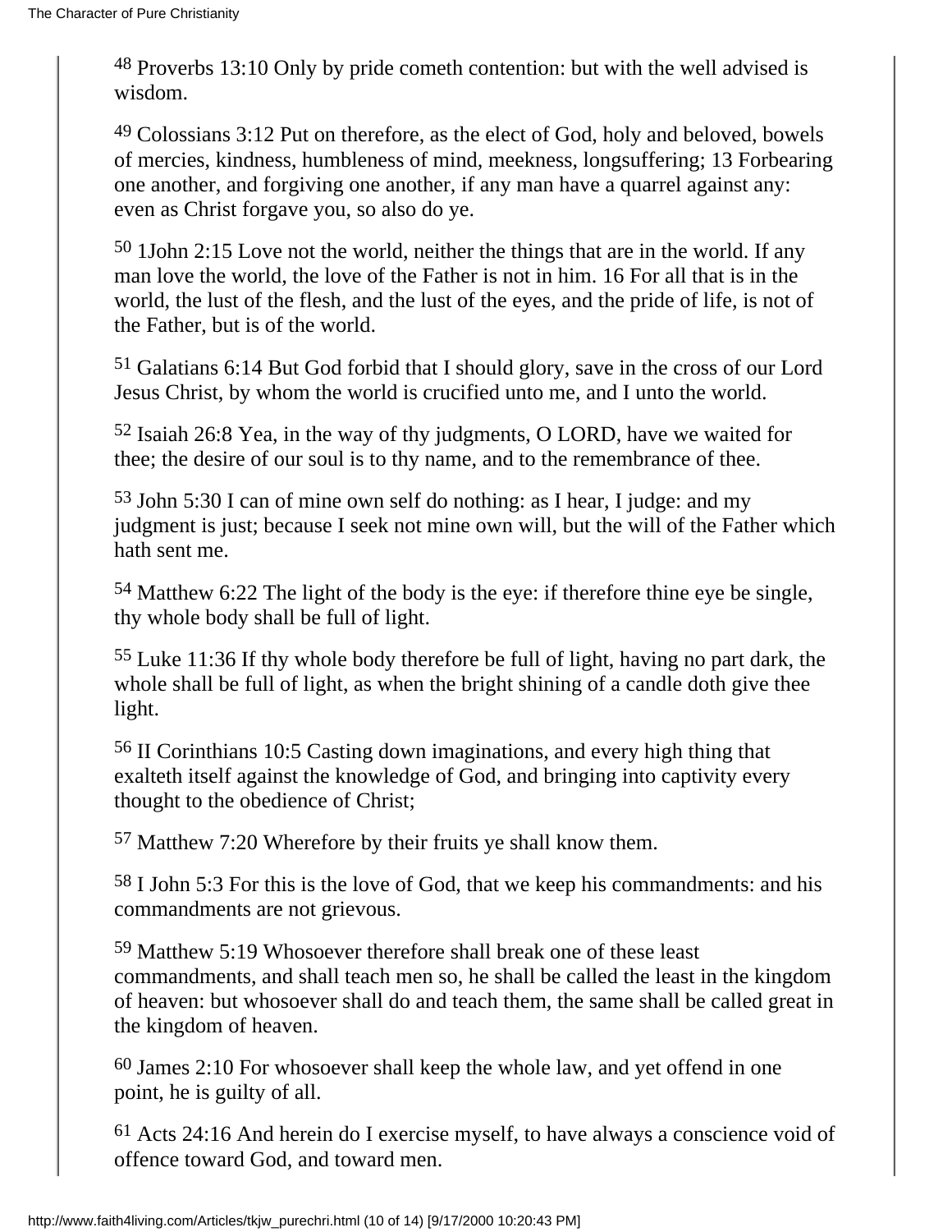[48] Proverbs 13:10 Only by pride cometh contention: but with the well advised is wisdom.

[49] Colossians 3:12 Put on therefore, as the elect of God, holy and beloved, bowels of mercies, kindness, humbleness of mind, meekness, longsuffering; 13 Forbearing one another, and forgiving one another, if any man have a quarrel against any: even as Christ forgave you, so also do ye.

[50] 1John 2:15 Love not the world, neither the things that are in the world. If any man love the world, the love of the Father is not in him. 16 For all that is in the world, the lust of the flesh, and the lust of the eyes, and the pride of life, is not of the Father, but is of the world.

[51] Galatians 6:14 But God forbid that I should glory, save in the cross of our Lord Jesus Christ, by whom the world is crucified unto me, and I unto the world.

[52] Isaiah 26:8 Yea, in the way of thy judgments, O LORD, have we waited for thee; the desire of our soul is to thy name, and to the remembrance of thee.

[53] John 5:30 I can of mine own self do nothing: as I hear, I judge: and my judgment is just; because I seek not mine own will, but the will of the Father which hath sent me.

[54] Matthew 6:22 The light of the body is the eye: if therefore thine eye be single, thy whole body shall be full of light.

[55] Luke 11:36 If thy whole body therefore be full of light, having no part dark, the whole shall be full of light, as when the bright shining of a candle doth give thee light.

[56] II Corinthians 10:5 Casting down imaginations, and every high thing that exalteth itself against the knowledge of God, and bringing into captivity every thought to the obedience of Christ;

[57] Matthew 7:20 Wherefore by their fruits ye shall know them.

[58] I John 5:3 For this is the love of God, that we keep his commandments: and his commandments are not grievous.

[59] Matthew 5:19 Whosoever therefore shall break one of these least commandments, and shall teach men so, he shall be called the least in the kingdom of heaven: but whosoever shall do and teach them, the same shall be called great in the kingdom of heaven.

[60] James 2:10 For whosoever shall keep the whole law, and yet offend in one point, he is guilty of all.

[61] Acts 24:16 And herein do I exercise myself, to have always a conscience void of offence toward God, and toward men.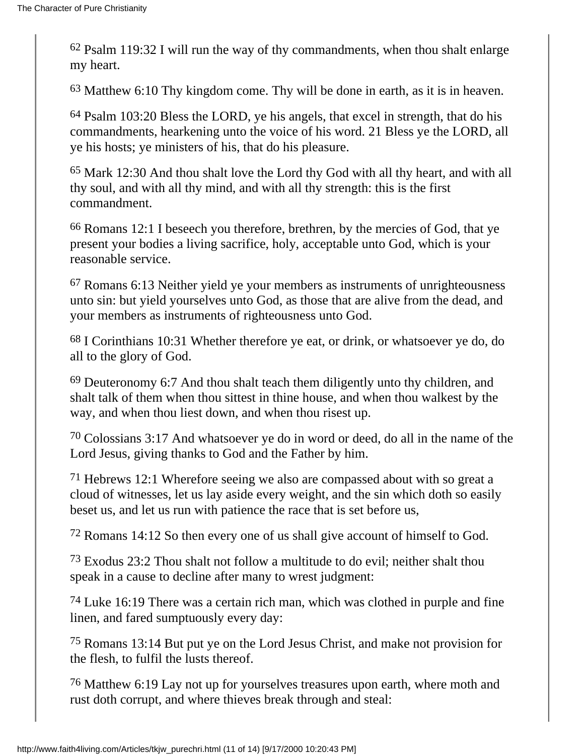[62] Psalm 119:32 I will run the way of thy commandments, when thou shalt enlarge my heart.

[63] Matthew 6:10 Thy kingdom come. Thy will be done in earth, as it is in heaven.

[64] Psalm 103:20 Bless the LORD, ye his angels, that excel in strength, that do his commandments, hearkening unto the voice of his word. 21 Bless ye the LORD, all ye his hosts; ye ministers of his, that do his pleasure.

[65] Mark 12:30 And thou shalt love the Lord thy God with all thy heart, and with all thy soul, and with all thy mind, and with all thy strength: this is the first commandment.

[66] Romans 12:1 I beseech you therefore, brethren, by the mercies of God, that ye present your bodies a living sacrifice, holy, acceptable unto God, which is your reasonable service.

[67] Romans 6:13 Neither yield ye your members as instruments of unrighteousness unto sin: but yield yourselves unto God, as those that are alive from the dead, and your members as instruments of righteousness unto God.

[68] I Corinthians 10:31 Whether therefore ye eat, or drink, or whatsoever ye do, do all to the glory of God.

[69] Deuteronomy 6:7 And thou shalt teach them diligently unto thy children, and shalt talk of them when thou sittest in thine house, and when thou walkest by the way, and when thou liest down, and when thou risest up.

[70] Colossians 3:17 And whatsoever ye do in word or deed, do all in the name of the Lord Jesus, giving thanks to God and the Father by him.

[71] Hebrews 12:1 Wherefore seeing we also are compassed about with so great a cloud of witnesses, let us lay aside every weight, and the sin which doth so easily beset us, and let us run with patience the race that is set before us,

[72] Romans 14:12 So then every one of us shall give account of himself to God.

[73] Exodus 23:2 Thou shalt not follow a multitude to do evil; neither shalt thou speak in a cause to decline after many to wrest judgment:

[74] Luke 16:19 There was a certain rich man, which was clothed in purple and fine linen, and fared sumptuously every day:

[75] Romans 13:14 But put ye on the Lord Jesus Christ, and make not provision for the flesh, to fulfil the lusts thereof.

[76] Matthew 6:19 Lay not up for yourselves treasures upon earth, where moth and rust doth corrupt, and where thieves break through and steal: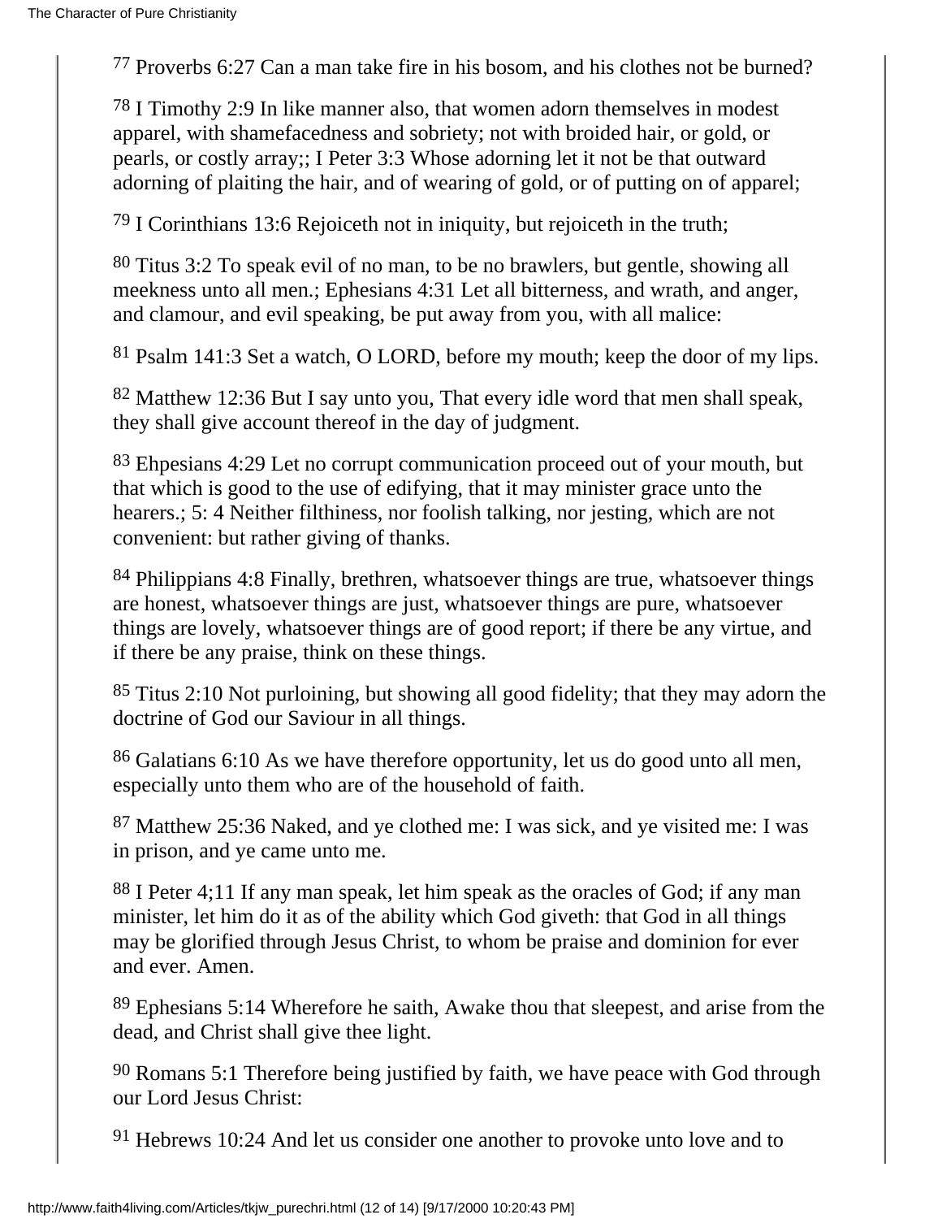[77] Proverbs 6:27 Can a man take fire in his bosom, and his clothes not be burned?

[78] I Timothy 2:9 In like manner also, that women adorn themselves in modest apparel, with shamefacedness and sobriety; not with broided hair, or gold, or pearls, or costly array;; I Peter 3:3 Whose adorning let it not be that outward adorning of plaiting the hair, and of wearing of gold, or of putting on of apparel;

[79] I Corinthians 13:6 Rejoiceth not in iniquity, but rejoiceth in the truth;

[80] Titus 3:2 To speak evil of no man, to be no brawlers, but gentle, showing all meekness unto all men.; Ephesians 4:31 Let all bitterness, and wrath, and anger, and clamour, and evil speaking, be put away from you, with all malice:

[81] Psalm 141:3 Set a watch, O LORD, before my mouth; keep the door of my lips.

[82] Matthew 12:36 But I say unto you, That every idle word that men shall speak, they shall give account thereof in the day of judgment.

[83] Ehpesians 4:29 Let no corrupt communication proceed out of your mouth, but that which is good to the use of edifying, that it may minister grace unto the hearers.; 5: 4 Neither filthiness, nor foolish talking, nor jesting, which are not convenient: but rather giving of thanks.

[84] Philippians 4:8 Finally, brethren, whatsoever things are true, whatsoever things are honest, whatsoever things are just, whatsoever things are pure, whatsoever things are lovely, whatsoever things are of good report; if there be any virtue, and if there be any praise, think on these things.

[85] Titus 2:10 Not purloining, but showing all good fidelity; that they may adorn the doctrine of God our Saviour in all things.

[86] Galatians 6:10 As we have therefore opportunity, let us do good unto all men, especially unto them who are of the household of faith.

[87] Matthew 25:36 Naked, and ye clothed me: I was sick, and ye visited me: I was in prison, and ye came unto me.

[88] I Peter 4;11 If any man speak, let him speak as the oracles of God; if any man minister, let him do it as of the ability which God giveth: that God in all things may be glorified through Jesus Christ, to whom be praise and dominion for ever and ever. Amen.

[89] Ephesians 5:14 Wherefore he saith, Awake thou that sleepest, and arise from the dead, and Christ shall give thee light.

[90] Romans 5:1 Therefore being justified by faith, we have peace with God through our Lord Jesus Christ:

[91] Hebrews 10:24 And let us consider one another to provoke unto love and to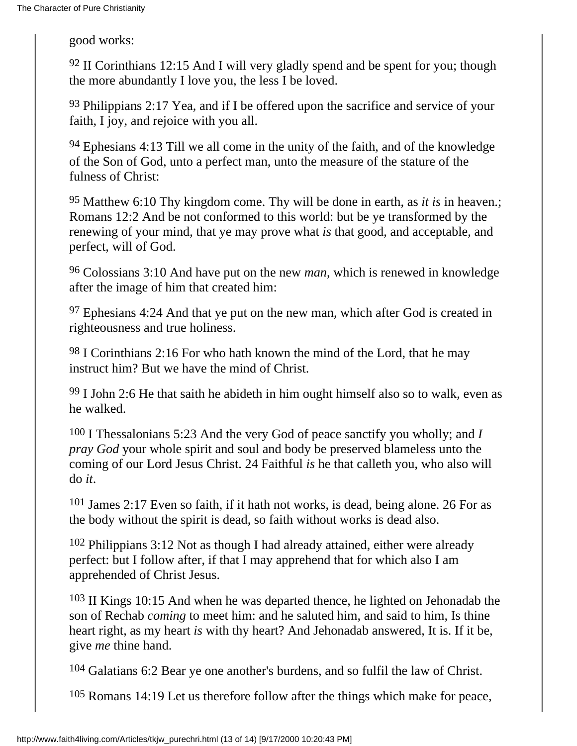good works:

[92] II Corinthians 12:15 And I will very gladly spend and be spent for you; though the more abundantly I love you, the less I be loved.

[93] Philippians 2:17 Yea, and if I be offered upon the sacrifice and service of your faith, I joy, and rejoice with you all.

[94] Ephesians 4:13 Till we all come in the unity of the faith, and of the knowledge of the Son of God, unto a perfect man, unto the measure of the stature of the fulness of Christ:

[95] Matthew 6:10 Thy kingdom come. Thy will be done in earth, as *it is* in heaven.; Romans 12:2 And be not conformed to this world: but be ye transformed by the renewing of your mind, that ye may prove what *is* that good, and acceptable, and perfect, will of God.

[96] Colossians 3:10 And have put on the new *man*, which is renewed in knowledge after the image of him that created him:

[97] Ephesians 4:24 And that ye put on the new man, which after God is created in righteousness and true holiness.

[98] I Corinthians 2:16 For who hath known the mind of the Lord, that he may instruct him? But we have the mind of Christ.

[99] I John 2:6 He that saith he abideth in him ought himself also so to walk, even as he walked.

[100] I Thessalonians 5:23 And the very God of peace sanctify you wholly; and *I pray God* your whole spirit and soul and body be preserved blameless unto the coming of our Lord Jesus Christ. 24 Faithful *is* he that calleth you, who also will do *it*.

[101] James 2:17 Even so faith, if it hath not works, is dead, being alone. 26 For as the body without the spirit is dead, so faith without works is dead also.

[102] Philippians 3:12 Not as though I had already attained, either were already perfect: but I follow after, if that I may apprehend that for which also I am apprehended of Christ Jesus.

[103] II Kings 10:15 And when he was departed thence, he lighted on Jehonadab the son of Rechab *coming* to meet him: and he saluted him, and said to him, Is thine heart right, as my heart *is* with thy heart? And Jehonadab answered, It is. If it be, give *me* thine hand.

[104] Galatians 6:2 Bear ye one another's burdens, and so fulfil the law of Christ.

[105] Romans 14:19 Let us therefore follow after the things which make for peace,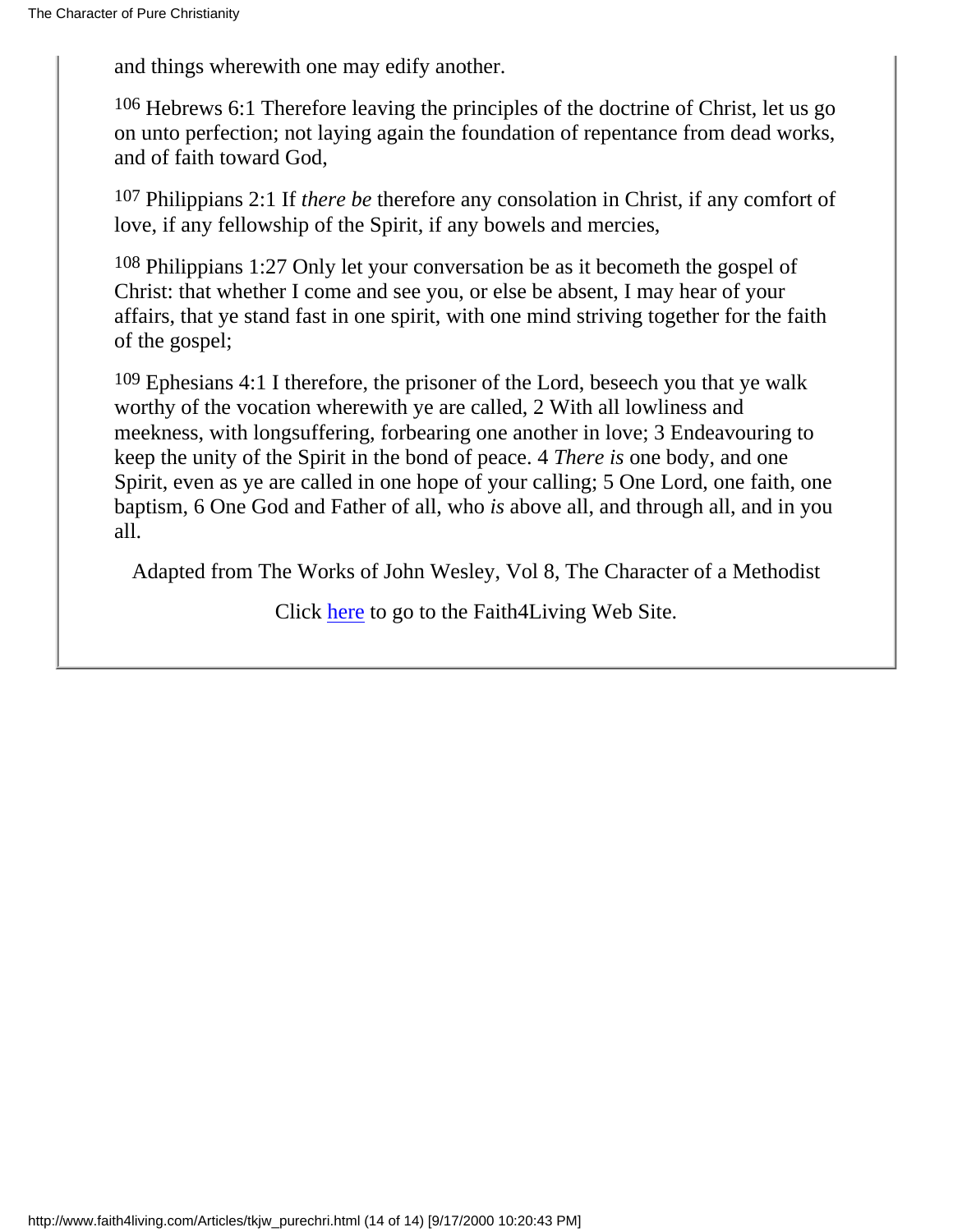and things wherewith one may edify another.

106 Hebrews 6:1 Therefore leaving the principles of the doctrine of Christ, let us go on unto perfection; not laying again the foundation of repentance from dead works, and of faith toward God,

107 Philippians 2:1 If *there be* therefore any consolation in Christ, if any comfort of love, if any fellowship of the Spirit, if any bowels and mercies,

108 Philippians 1:27 Only let your conversation be as it becometh the gospel of Christ: that whether I come and see you, or else be absent, I may hear of your affairs, that ye stand fast in one spirit, with one mind striving together for the faith of the gospel;

109 Ephesians 4:1 I therefore, the prisoner of the Lord, beseech you that ye walk worthy of the vocation wherewith ye are called, 2 With all lowliness and meekness, with longsuffering, forbearing one another in love; 3 Endeavouring to keep the unity of the Spirit in the bond of peace. 4 *There is* one body, and one Spirit, even as ye are called in one hope of your calling; 5 One Lord, one faith, one baptism, 6 One God and Father of all, who *is* above all, and through all, and in you all.

Adapted from The Works of John Wesley, Vol 8, The Character of a Methodist

Click here to go to the Faith4Living Web Site.